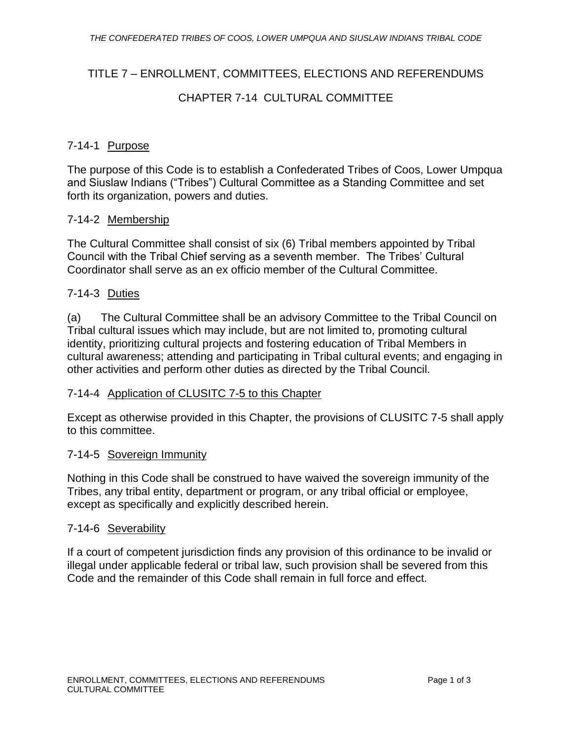# TITLE 7 – ENROLLMENT, COMMITTEES, ELECTIONS AND REFERENDUMS

## CHAPTER 7-14 CULTURAL COMMITTEE

### 7-14-1 Purpose

The purpose of this Code is to establish a Confederated Tribes of Coos, Lower Umpqua and Siuslaw Indians ("Tribes") Cultural Committee as a Standing Committee and set forth its organization, powers and duties.

### 7-14-2 Membership

The Cultural Committee shall consist of six (6) Tribal members appointed by Tribal Council with the Tribal Chief serving as a seventh member. The Tribes' Cultural Coordinator shall serve as an ex officio member of the Cultural Committee.

### 7-14-3 Duties

(a) The Cultural Committee shall be an advisory Committee to the Tribal Council on Tribal cultural issues which may include, but are not limited to, promoting cultural identity, prioritizing cultural projects and fostering education of Tribal Members in cultural awareness; attending and participating in Tribal cultural events; and engaging in other activities and perform other duties as directed by the Tribal Council.

### 7-14-4 Application of CLUSITC 7-5 to this Chapter

Except as otherwise provided in this Chapter, the provisions of CLUSITC 7-5 shall apply to this committee.

### 7-14-5 Sovereign Immunity

Nothing in this Code shall be construed to have waived the sovereign immunity of the Tribes, any tribal entity, department or program, or any tribal official or employee, except as specifically and explicitly described herein.

### 7-14-6 Severability

If a court of competent jurisdiction finds any provision of this ordinance to be invalid or illegal under applicable federal or tribal law, such provision shall be severed from this Code and the remainder of this Code shall remain in full force and effect.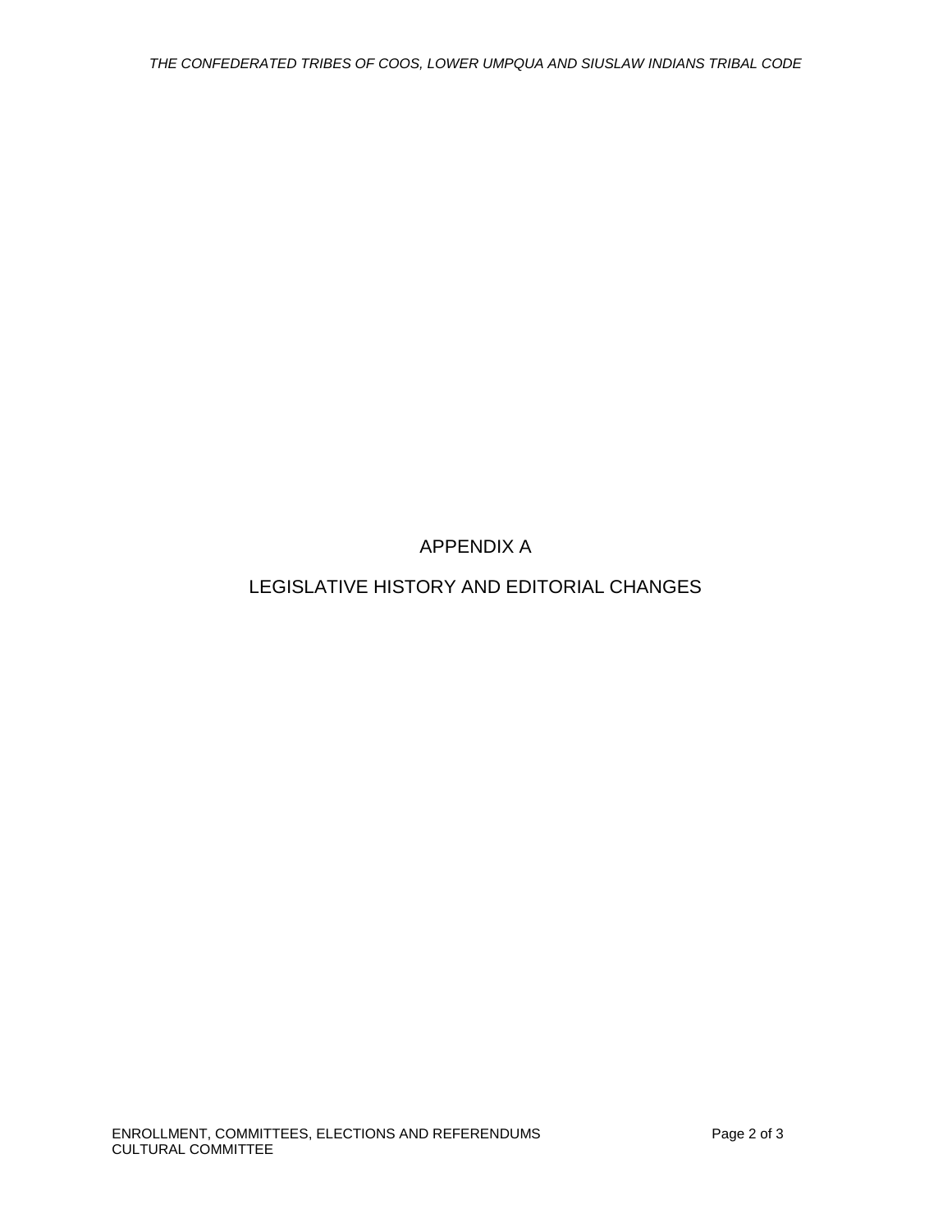# APPENDIX A

# LEGISLATIVE HISTORY AND EDITORIAL CHANGES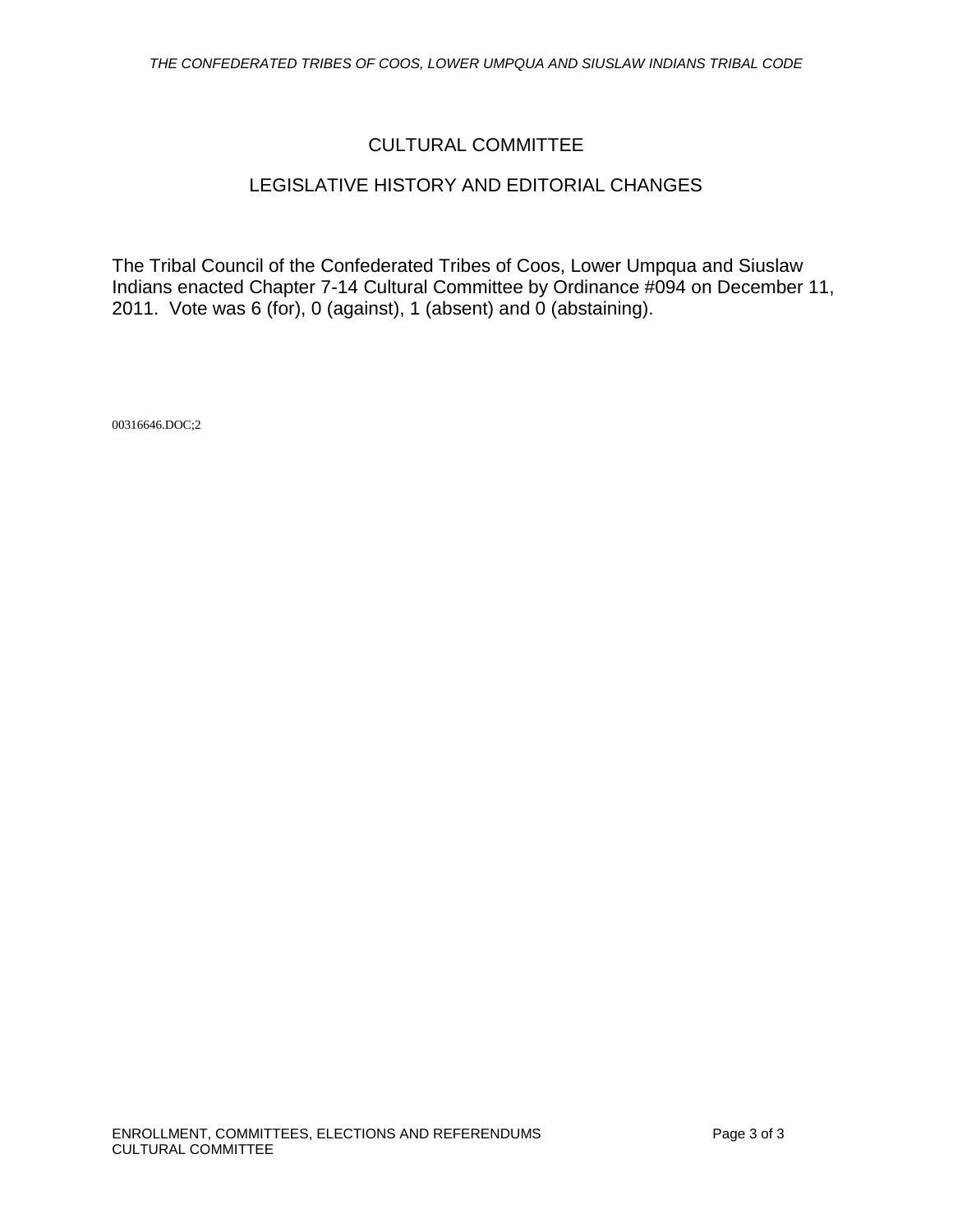## CULTURAL COMMITTEE

## LEGISLATIVE HISTORY AND EDITORIAL CHANGES

The Tribal Council of the Confederated Tribes of Coos, Lower Umpqua and Siuslaw Indians enacted Chapter 7-14 Cultural Committee by Ordinance #094 on December 11, 2011. Vote was 6 (for), 0 (against), 1 (absent) and 0 (abstaining).

00316646.DOC;2